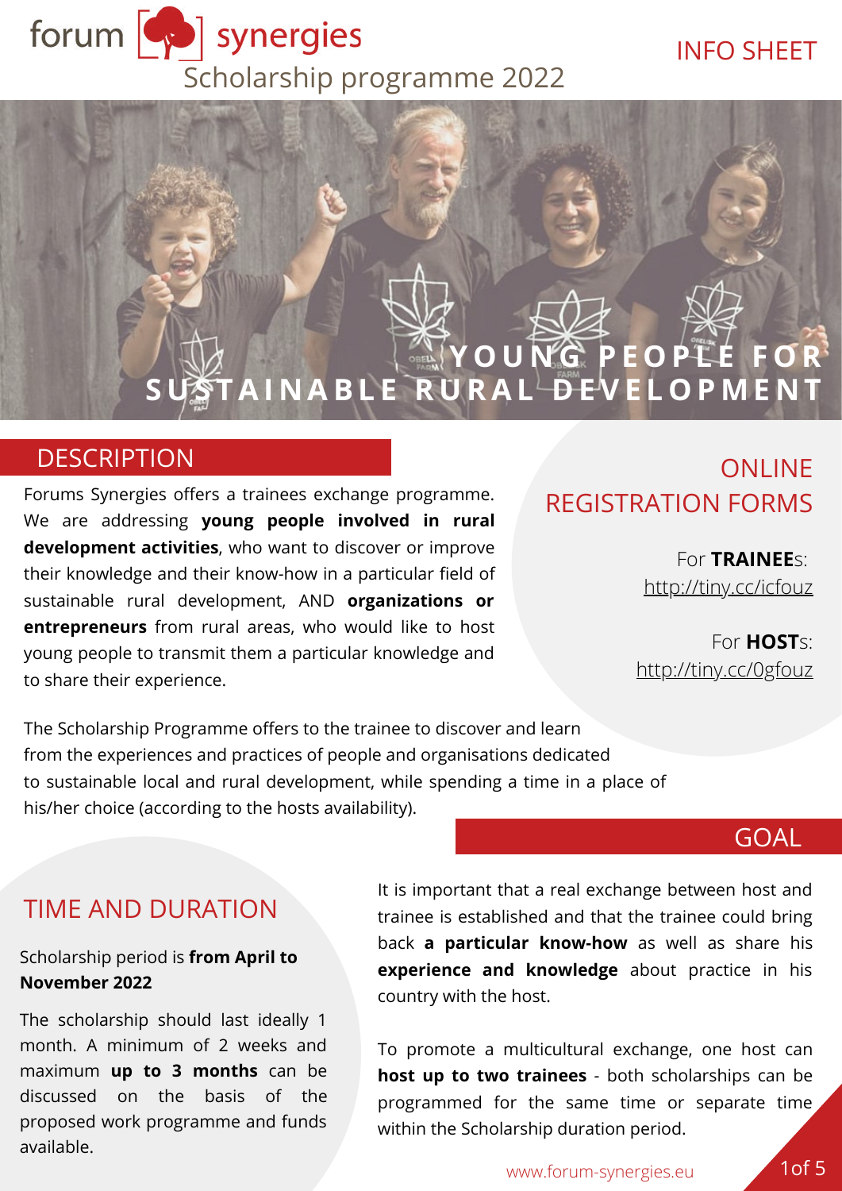forum synergies

Scholarship programme 2022

INFO SHEET

# YOUNG PEOPLE FOR SUSTAINABLE RURAL DEVELOPMENT

## DESCRIPTION

Forums Synergies offers a trainees exchange programme. We are addressing **young people involved in rural development activities**, who want to discover or improve their knowledge and their know-how in a particular field of sustainable rural development, AND **organizations or entrepreneurs** from rural areas, who would like to host young people to transmit them a particular knowledge and to share their experience.

The Scholarship Programme offers to the trainee to discover and learn from the experiences and practices of people and organisations dedicated to sustainable local and rural development, while spending a time in a place of his/her choice (according to the hosts availability).

## ONLINE REGISTRATION FORMS

For **TRAINEE**s: http://tiny.cc/icfouz

For **HOST**s: http://tiny.cc/0gfouz

## GOAL

It is important that a real exchange between host and trainee is established and that the trainee could bring back **a particular know-how** as well as share his **experience and knowledge** about practice in his country with the host.

To promote a multicultural exchange, one host can **host up to two trainees** - both scholarships can be programmed for the same time or separate time within the Scholarship duration period.

## TIME AND DURATION

Scholarship period is **from April to November 2022**

The scholarship should last ideally 1 month. A minimum of 2 weeks and maximum **up to 3 months** can be discussed on the basis of the proposed work programme and funds available.

www.forum-synergies.eu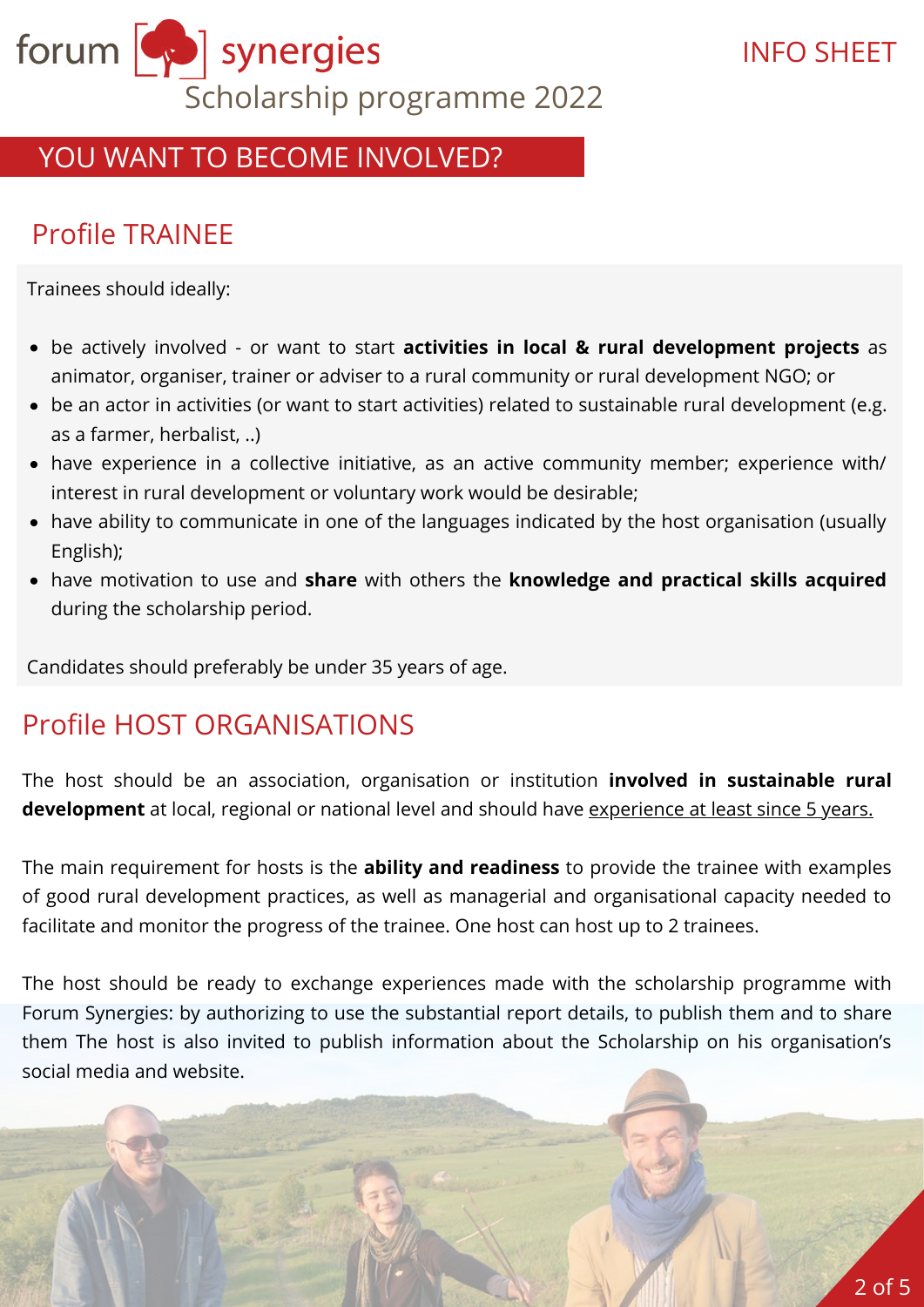forum synergies

Scholarship programme 2022

INFO SHEET

## YOU WANT TO BECOME INVOLVED?

### Profile TRAINEE

Trainees should ideally:

- be actively involved - or want to start **activities in local & rural development projects** as animator, organiser, trainer or adviser to a rural community or rural development NGO; or
- be an actor in activities (or want to start activities) related to sustainable rural development (e.g. as a farmer, herbalist, ..)
- have experience in a collective initiative, as an active community member; experience with/ interest in rural development or voluntary work would be desirable;
- have ability to communicate in one of the languages indicated by the host organisation (usually English);
- have motivation to use and **share** with others the **knowledge and practical skills acquired** during the scholarship period.

Candidates should preferably be under 35 years of age.

### Profile HOST ORGANISATIONS

The host should be an association, organisation or institution **involved in sustainable rural development** at local, regional or national level and should have <u>experience at least since 5 years.</u>

The main requirement for hosts is the **ability and readiness** to provide the trainee with examples of good rural development practices, as well as managerial and organisational capacity needed to facilitate and monitor the progress of the trainee. One host can host up to 2 trainees.

The host should be ready to exchange experiences made with the scholarship programme with Forum Synergies: by authorizing to use the substantial report details, to publish them and to share them The host is also invited to publish information about the Scholarship on his organisation's social media and website.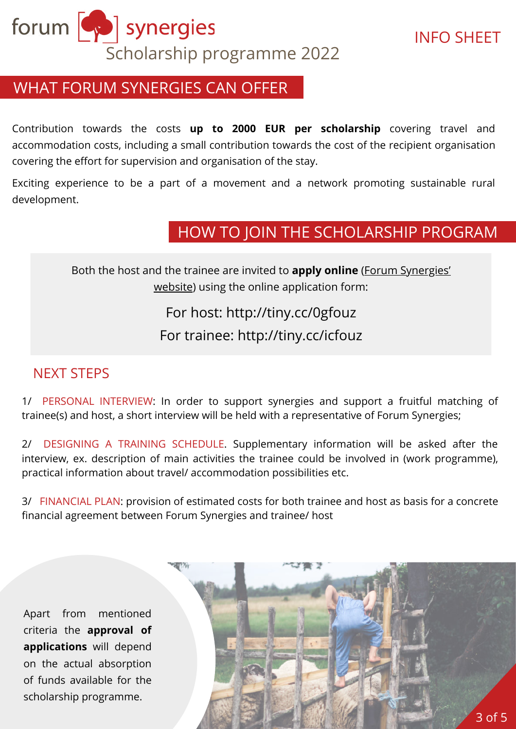forum synergies
Scholarship programme 2022

INFO SHEET

## WHAT FORUM SYNERGIES CAN OFFER

Contribution towards the costs **up to 2000 EUR per scholarship** covering travel and accommodation costs, including a small contribution towards the cost of the recipient organisation covering the effort for supervision and organisation of the stay.

Exciting experience to be a part of a movement and a network promoting sustainable rural development.

## HOW TO JOIN THE SCHOLARSHIP PROGRAM

Both the host and the trainee are invited to **apply online** (Forum Synergies' website) using the online application form:

For host: http://tiny.cc/0gfouz

For trainee: http://tiny.cc/icfouz

### NEXT STEPS

1/ PERSONAL INTERVIEW: In order to support synergies and support a fruitful matching of trainee(s) and host, a short interview will be held with a representative of Forum Synergies;

2/ DESIGNING A TRAINING SCHEDULE. Supplementary information will be asked after the interview, ex. description of main activities the trainee could be involved in (work programme), practical information about travel/ accommodation possibilities etc.

3/ FINANCIAL PLAN: provision of estimated costs for both trainee and host as basis for a concrete financial agreement between Forum Synergies and trainee/ host

Apart from mentioned criteria the **approval of applications** will depend on the actual absorption of funds available for the scholarship programme.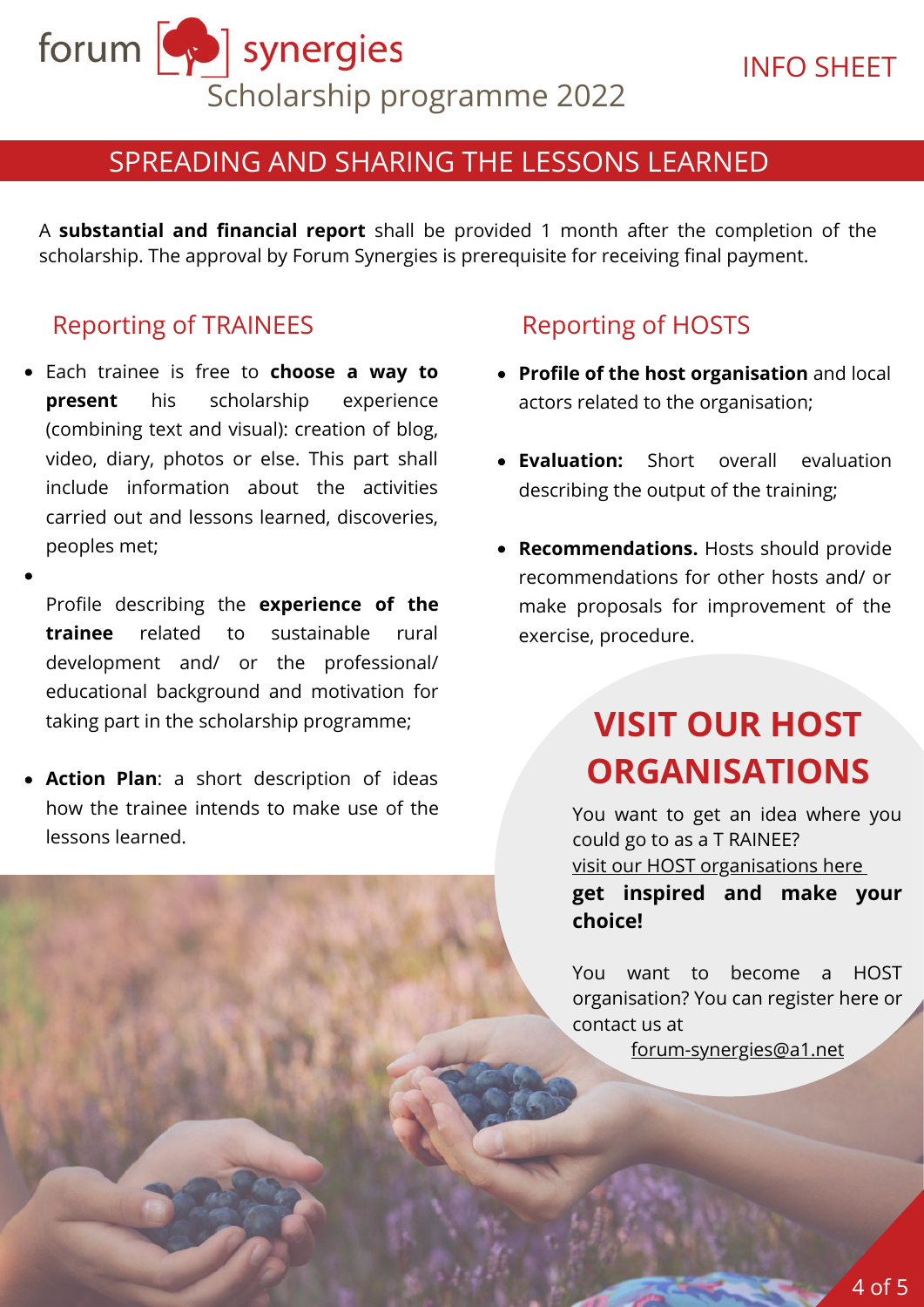forum synergies
Scholarship programme 2022

INFO SHEET

## SPREADING AND SHARING THE LESSONS LEARNED

A **substantial and financial report** shall be provided 1 month after the completion of the scholarship. The approval by Forum Synergies is prerequisite for receiving final payment.

### Reporting of TRAINEES

- Each trainee is free to **choose a way to present** his scholarship experience (combining text and visual): creation of blog, video, diary, photos or else. This part shall include information about the activities carried out and lessons learned, discoveries, peoples met;
- Profile describing the **experience of the trainee** related to sustainable rural development and/ or the professional/ educational background and motivation for taking part in the scholarship programme;
- **Action Plan**: a short description of ideas how the trainee intends to make use of the lessons learned.

### Reporting of HOSTS

- **Profile of the host organisation** and local actors related to the organisation;
- **Evaluation:** Short overall evaluation describing the output of the training;
- **Recommendations.** Hosts should provide recommendations for other hosts and/ or make proposals for improvement of the exercise, procedure.

## VISIT OUR HOST ORGANISATIONS

You want to get an idea where you could go to as a T RAINEE?
visit our HOST organisations here
**get inspired and make your choice!**

You want to become a HOST organisation? You can register here or contact us at
forum-synergies@a1.net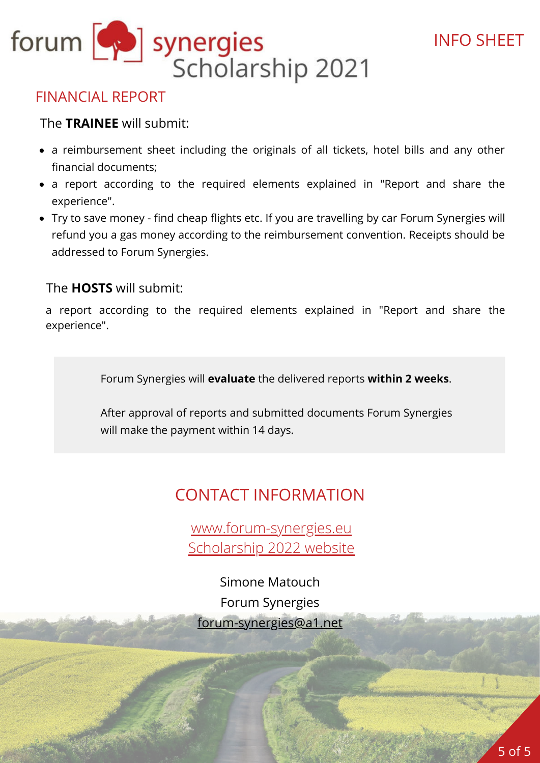# forum synergies Scholarship 2021

INFO SHEET

## FINANCIAL REPORT

The **TRAINEE** will submit:

- a reimbursement sheet including the originals of all tickets, hotel bills and any other financial documents;
- a report according to the required elements explained in "Report and share the experience".
- Try to save money - find cheap flights etc. If you are travelling by car Forum Synergies will refund you a gas money according to the reimbursement convention. Receipts should be addressed to Forum Synergies.

The **HOSTS** will submit:

a report according to the required elements explained in "Report and share the experience".

Forum Synergies will **evaluate** the delivered reports **within 2 weeks**.

After approval of reports and submitted documents Forum Synergies will make the payment within 14 days.

## CONTACT INFORMATION

www.forum-synergies.eu
Scholarship 2022 website

Simone Matouch
Forum Synergies
forum-synergies@a1.net